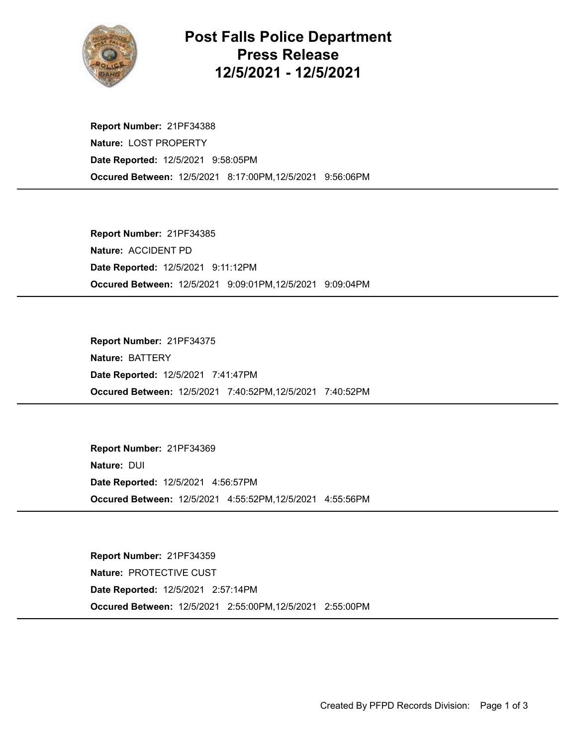# Post Falls Police Department
# Press Release
# 12/5/2021 - 12/5/2021

**Report Number:** 21PF34388
**Nature:** LOST PROPERTY
**Date Reported:** 12/5/2021 9:58:05PM
**Occured Between:** 12/5/2021 8:17:00PM,12/5/2021 9:56:06PM

---

**Report Number:** 21PF34385
**Nature:** ACCIDENT PD
**Date Reported:** 12/5/2021 9:11:12PM
**Occured Between:** 12/5/2021 9:09:01PM,12/5/2021 9:09:04PM

---

**Report Number:** 21PF34375
**Nature:** BATTERY
**Date Reported:** 12/5/2021 7:41:47PM
**Occured Between:** 12/5/2021 7:40:52PM,12/5/2021 7:40:52PM

---

**Report Number:** 21PF34369
**Nature:** DUI
**Date Reported:** 12/5/2021 4:56:57PM
**Occured Between:** 12/5/2021 4:55:52PM,12/5/2021 4:55:56PM

---

**Report Number:** 21PF34359
**Nature:** PROTECTIVE CUST
**Date Reported:** 12/5/2021 2:57:14PM
**Occured Between:** 12/5/2021 2:55:00PM,12/5/2021 2:55:00PM

---

Created By PFPD Records Division: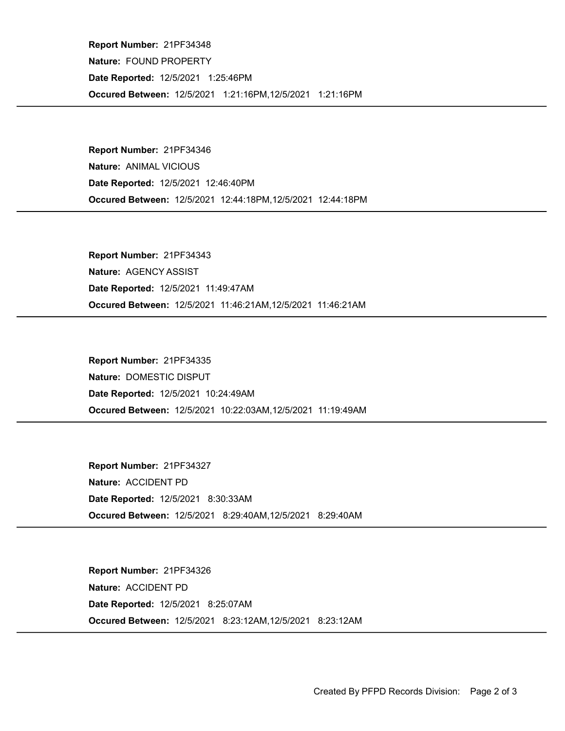**Report Number:** 21PF34348

**Nature:** FOUND PROPERTY

**Date Reported:** 12/5/2021 1:25:46PM

**Occured Between:** 12/5/2021 1:21:16PM,12/5/2021 1:21:16PM

---

**Report Number:** 21PF34346

**Nature:** ANIMAL VICIOUS

**Date Reported:** 12/5/2021 12:46:40PM

**Occured Between:** 12/5/2021 12:44:18PM,12/5/2021 12:44:18PM

---

**Report Number:** 21PF34343

**Nature:** AGENCY ASSIST

**Date Reported:** 12/5/2021 11:49:47AM

**Occured Between:** 12/5/2021 11:46:21AM,12/5/2021 11:46:21AM

---

**Report Number:** 21PF34335

**Nature:** DOMESTIC DISPUT

**Date Reported:** 12/5/2021 10:24:49AM

**Occured Between:** 12/5/2021 10:22:03AM,12/5/2021 11:19:49AM

---

**Report Number:** 21PF34327

**Nature:** ACCIDENT PD

**Date Reported:** 12/5/2021 8:30:33AM

**Occured Between:** 12/5/2021 8:29:40AM,12/5/2021 8:29:40AM

---

**Report Number:** 21PF34326

**Nature:** ACCIDENT PD

**Date Reported:** 12/5/2021 8:25:07AM

**Occured Between:** 12/5/2021 8:23:12AM,12/5/2021 8:23:12AM

---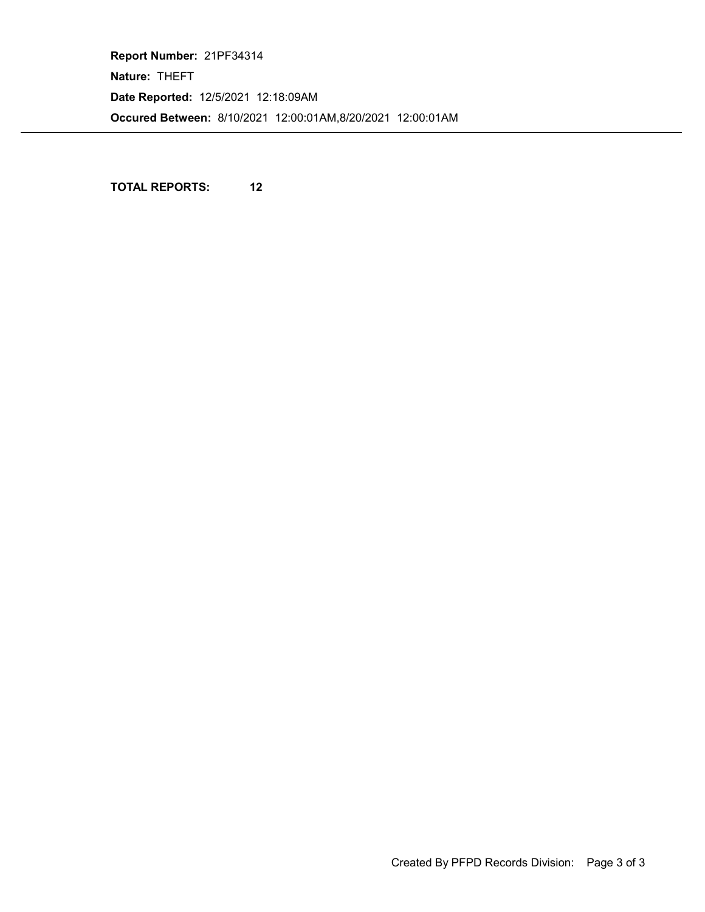**Report Number:** 21PF34314

**Nature:** THEFT

**Date Reported:** 12/5/2021 12:18:09AM

**Occured Between:** 8/10/2021 12:00:01AM,8/20/2021 12:00:01AM

---

**TOTAL REPORTS: 12**